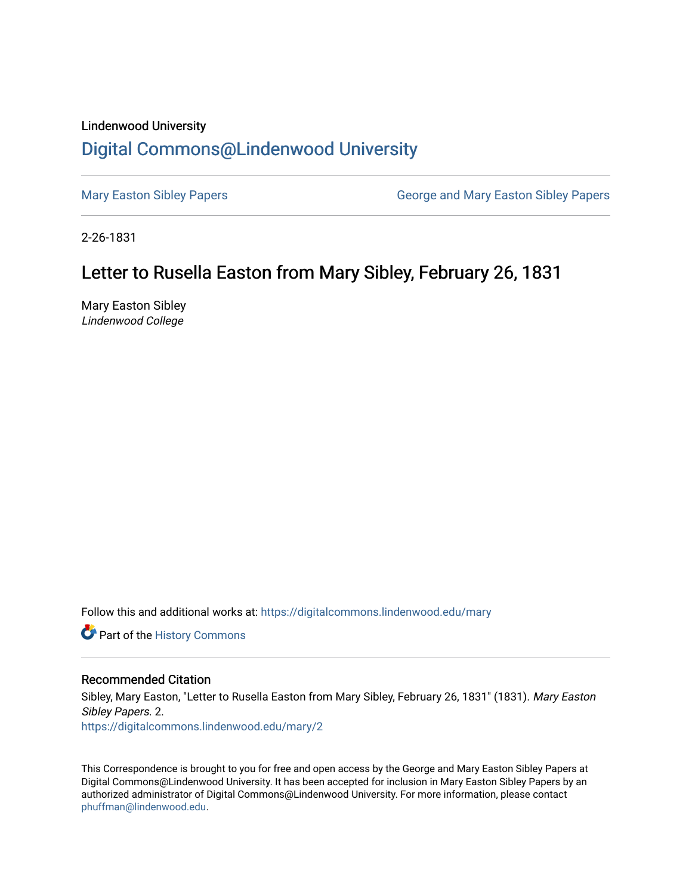Lindenwood University

# Digital Commons@Lindenwood University

Mary Easton Sibley Papers

George and Mary Easton Sibley Papers

2-26-1831

## Letter to Rusella Easton from Mary Sibley, February 26, 1831

Mary Easton Sibley

*Lindenwood College*

Follow this and additional works at: https://digitalcommons.lindenwood.edu/mary

Part of the History Commons

### Recommended Citation

Sibley, Mary Easton, "Letter to Rusella Easton from Mary Sibley, February 26, 1831" (1831). *Mary Easton Sibley Papers*. 2.

https://digitalcommons.lindenwood.edu/mary/2

This Correspondence is brought to you for free and open access by the George and Mary Easton Sibley Papers at Digital Commons@Lindenwood University. It has been accepted for inclusion in Mary Easton Sibley Papers by an authorized administrator of Digital Commons@Lindenwood University. For more information, please contact phuffman@lindenwood.edu.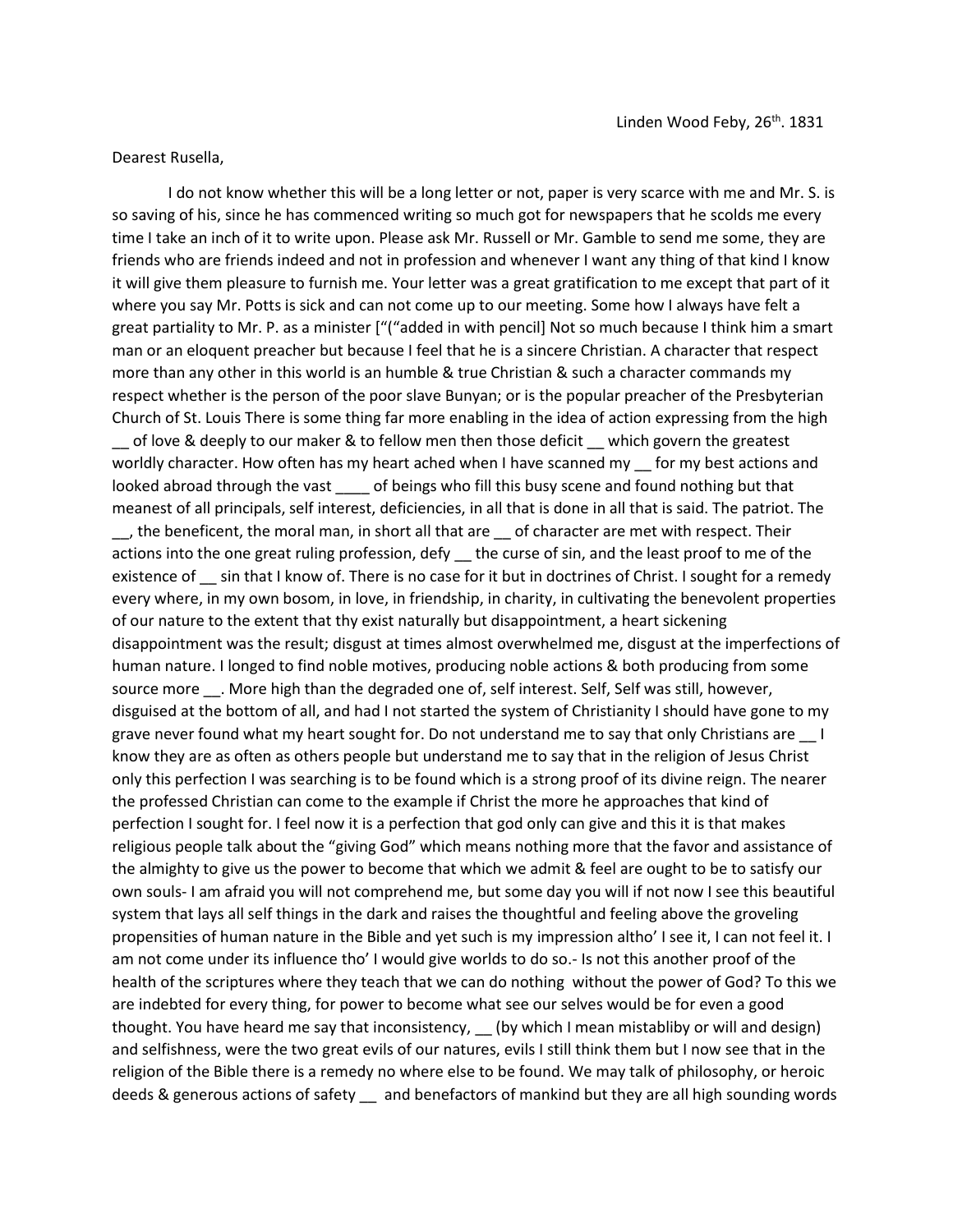Linden Wood Feby, 26th. 1831

Dearest Rusella,

I do not know whether this will be a long letter or not, paper is very scarce with me and Mr. S. is so saving of his, since he has commenced writing so much got for newspapers that he scolds me every time I take an inch of it to write upon. Please ask Mr. Russell or Mr. Gamble to send me some, they are friends who are friends indeed and not in profession and whenever I want any thing of that kind I know it will give them pleasure to furnish me. Your letter was a great gratification to me except that part of it where you say Mr. Potts is sick and can not come up to our meeting. Some how I always have felt a great partiality to Mr. P. as a minister ["("added in with pencil] Not so much because I think him a smart man or an eloquent preacher but because I feel that he is a sincere Christian. A character that respect more than any other in this world is an humble & true Christian & such a character commands my respect whether is the person of the poor slave Bunyan; or is the popular preacher of the Presbyterian Church of St. Louis There is some thing far more enabling in the idea of action expressing from the high __ of love & deeply to our maker & to fellow men then those deficit __ which govern the greatest worldly character. How often has my heart ached when I have scanned my __ for my best actions and looked abroad through the vast ____ of beings who fill this busy scene and found nothing but that meanest of all principals, self interest, deficiencies, in all that is done in all that is said. The patriot. The __, the beneficent, the moral man, in short all that are __ of character are met with respect. Their actions into the one great ruling profession, defy __ the curse of sin, and the least proof to me of the existence of __ sin that I know of. There is no case for it but in doctrines of Christ. I sought for a remedy every where, in my own bosom, in love, in friendship, in charity, in cultivating the benevolent properties of our nature to the extent that thy exist naturally but disappointment, a heart sickening disappointment was the result; disgust at times almost overwhelmed me, disgust at the imperfections of human nature. I longed to find noble motives, producing noble actions & both producing from some source more __. More high than the degraded one of, self interest. Self, Self was still, however, disguised at the bottom of all, and had I not started the system of Christianity I should have gone to my grave never found what my heart sought for. Do not understand me to say that only Christians are __ I know they are as often as others people but understand me to say that in the religion of Jesus Christ only this perfection I was searching is to be found which is a strong proof of its divine reign. The nearer the professed Christian can come to the example if Christ the more he approaches that kind of perfection I sought for. I feel now it is a perfection that god only can give and this it is that makes religious people talk about the "giving God" which means nothing more that the favor and assistance of the almighty to give us the power to become that which we admit & feel are ought to be to satisfy our own souls- I am afraid you will not comprehend me, but some day you will if not now I see this beautiful system that lays all self things in the dark and raises the thoughtful and feeling above the groveling propensities of human nature in the Bible and yet such is my impression altho' I see it, I can not feel it. I am not come under its influence tho' I would give worlds to do so.- Is not this another proof of the health of the scriptures where they teach that we can do nothing without the power of God? To this we are indebted for every thing, for power to become what see our selves would be for even a good thought. You have heard me say that inconsistency, __ (by which I mean mistabliby or will and design) and selfishness, were the two great evils of our natures, evils I still think them but I now see that in the religion of the Bible there is a remedy no where else to be found. We may talk of philosophy, or heroic deeds & generous actions of safety __ and benefactors of mankind but they are all high sounding words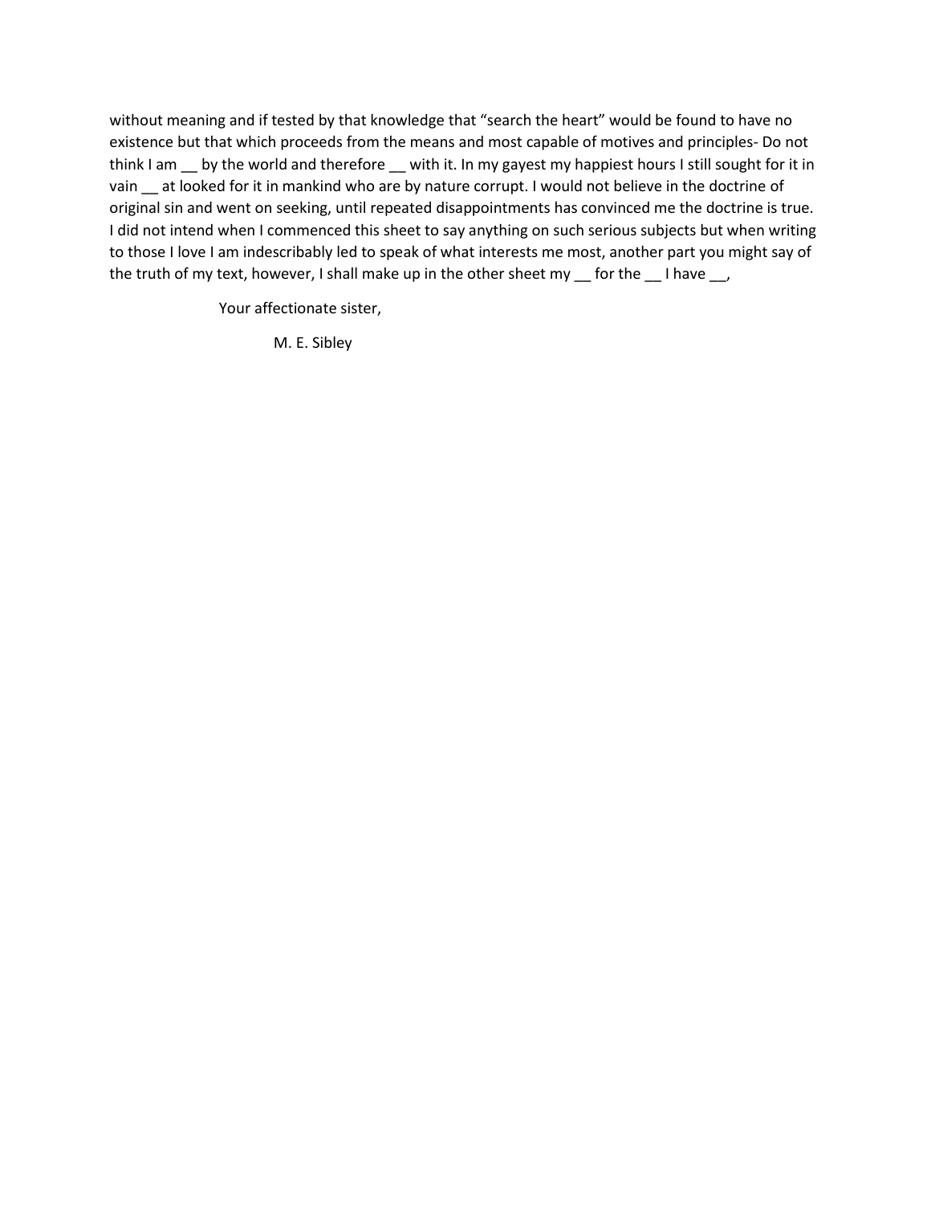without meaning and if tested by that knowledge that "search the heart" would be found to have no existence but that which proceeds from the means and most capable of motives and principles- Do not think I am __ by the world and therefore __ with it. In my gayest my happiest hours I still sought for it in vain __ at looked for it in mankind who are by nature corrupt. I would not believe in the doctrine of original sin and went on seeking, until repeated disappointments has convinced me the doctrine is true. I did not intend when I commenced this sheet to say anything on such serious subjects but when writing to those I love I am indescribably led to speak of what interests me most, another part you might say of the truth of my text, however, I shall make up in the other sheet my __ for the __ I have __,

Your affectionate sister,

M. E. Sibley